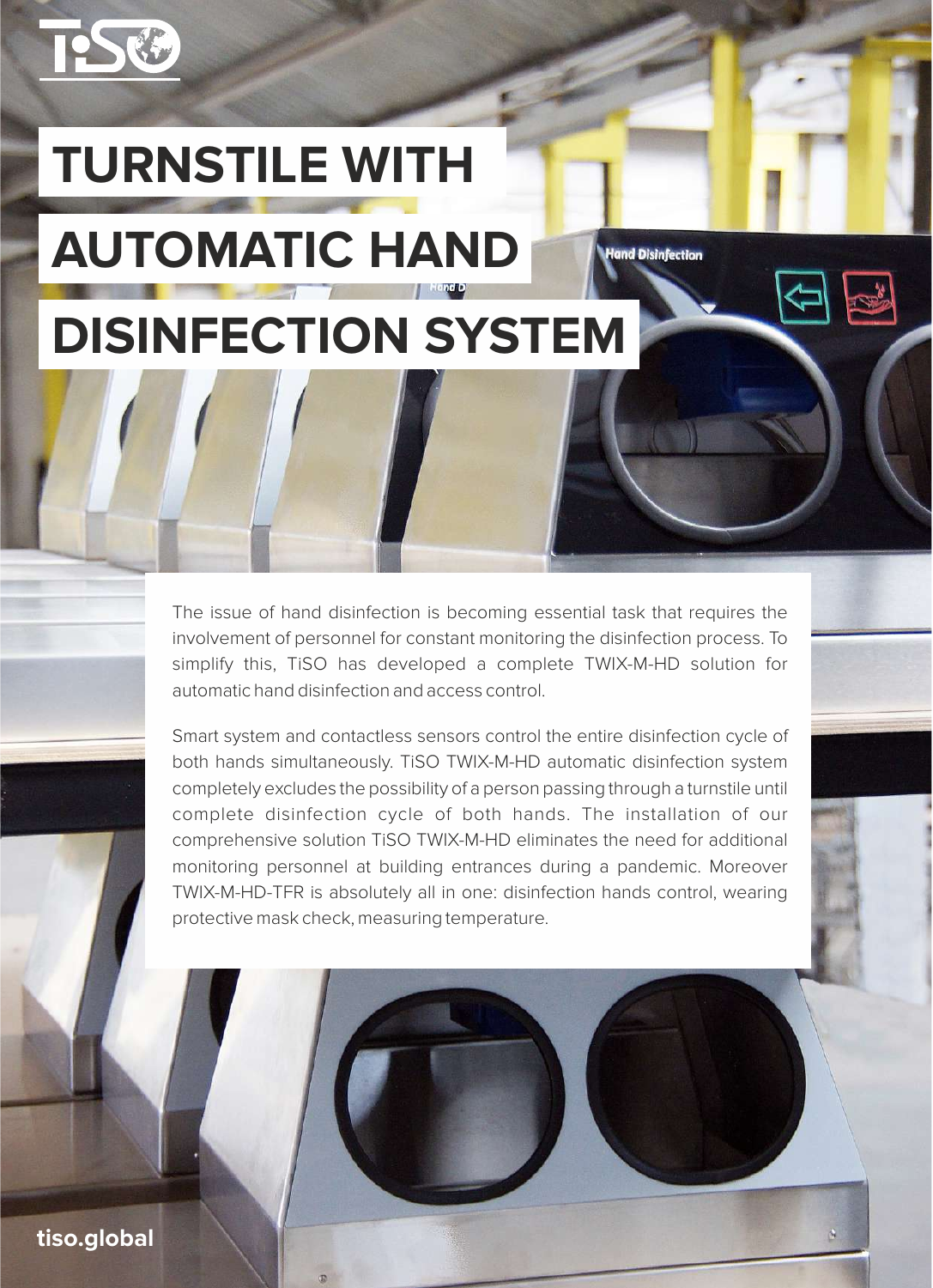# TURNSTILE WITH AUTOMATIC HAND DISINFECTION SYSTEM

The issue of hand disinfection is becoming essential task that requires the involvement of personnel for constant monitoring the disinfection process. To simplify this, TiSO has developed a complete TWIX-M-HD solution for automatic hand disinfection and access control.

Smart system and contactless sensors control the entire disinfection cycle of both hands simultaneously. TiSO TWIX-M-HD automatic disinfection system completely excludes the possibility of a person passing through a turnstile until complete disinfection cycle of both hands. The installation of our comprehensive solution TiSO TWIX-M-HD eliminates the need for additional monitoring personnel at building entrances during a pandemic. Moreover TWIX-M-HD-TFR is absolutely all in one: disinfection hands control, wearing protective mask check, measuring temperature.

tiso.global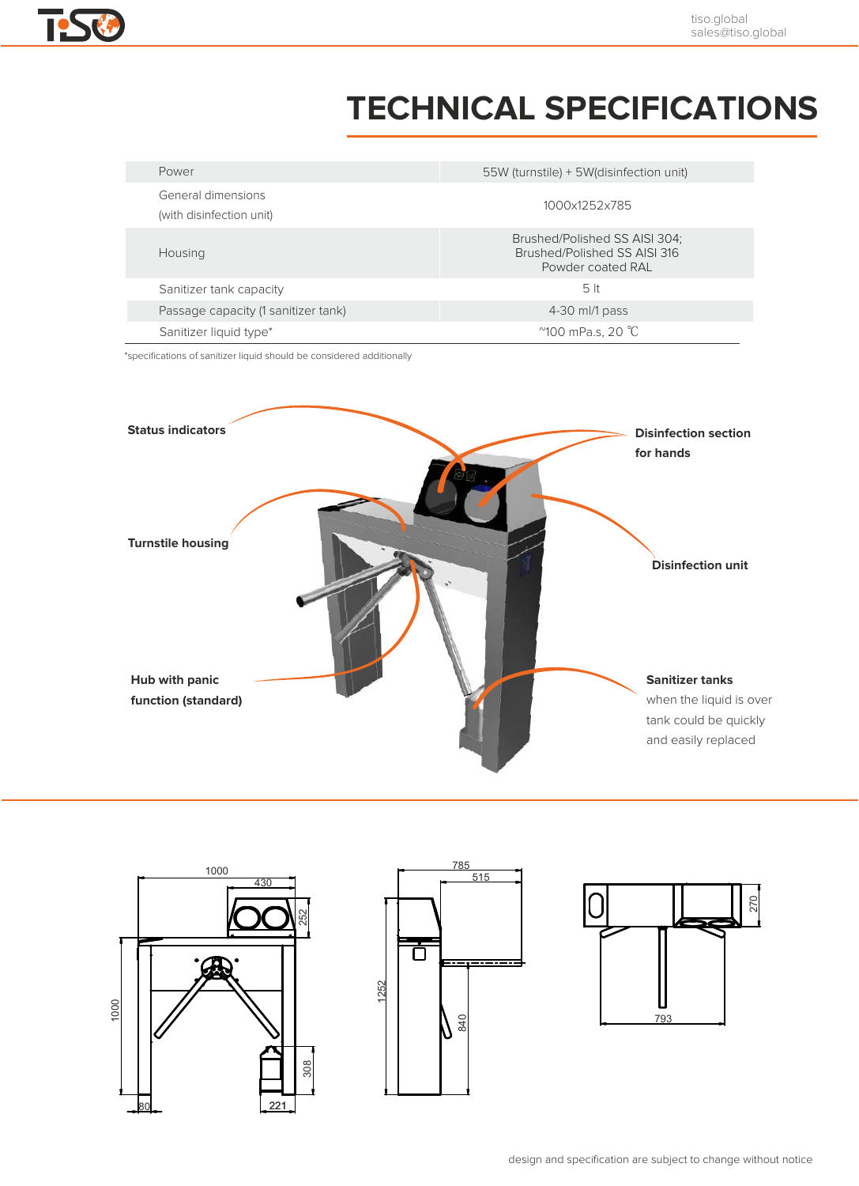# TECHNICAL SPECIFICATIONS

| | |
|---|---|
| Power | 55W (turnstile) + 5W(disinfection unit) |
| General dimensions (with disinfection unit) | 1000x1252x785 |
| Housing | Brushed/Polished SS AISI 304; Brushed/Polished SS AISI 316 Powder coated RAL |
| Sanitizer tank capacity | 5 lt |
| Passage capacity (1 sanitizer tank) | 4-30 ml/1 pass |
| Sanitizer liquid type* | ~100 mPa.s, 20 ℃ |

*specifications of sanitizer liquid should be considered additionally

**Status indicators**

**Disinfection section for hands**

**Turnstile housing**

**Disinfection unit**

**Hub with panic function (standard)**

**Sanitizer tanks**
when the liquid is over tank could be quickly and easily replaced

1000, 430, 252, 1000, 308, 80, 221

785, 515, 1252, 840

270, 793

design and specification are subject to change without notice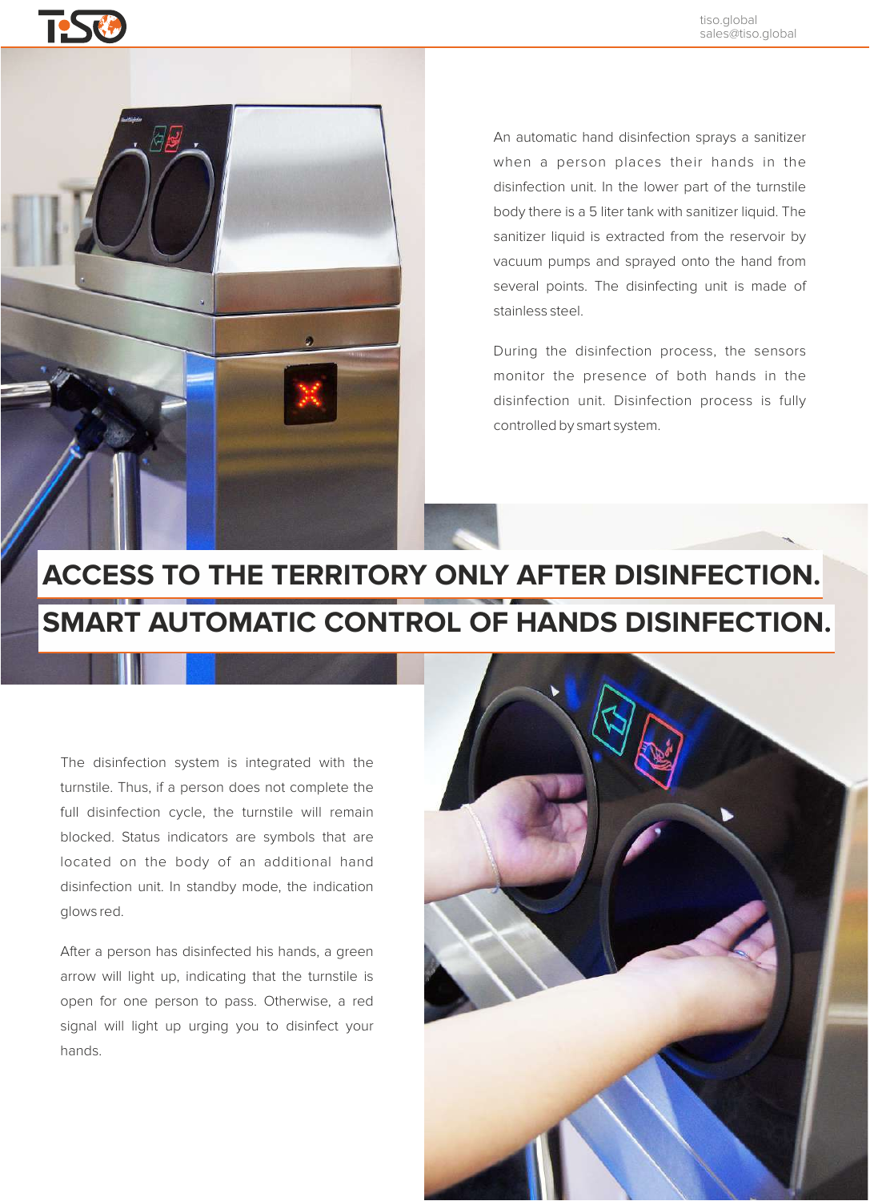An automatic hand disinfection sprays a sanitizer when a person places their hands in the disinfection unit. In the lower part of the turnstile body there is a 5 liter tank with sanitizer liquid. The sanitizer liquid is extracted from the reservoir by vacuum pumps and sprayed onto the hand from several points. The disinfecting unit is made of stainless steel.

During the disinfection process, the sensors monitor the presence of both hands in the disinfection unit. Disinfection process is fully controlled by smart system.

## ACCESS TO THE TERRITORY ONLY AFTER DISINFECTION.

## SMART AUTOMATIC CONTROL OF HANDS DISINFECTION.

The disinfection system is integrated with the turnstile. Thus, if a person does not complete the full disinfection cycle, the turnstile will remain blocked. Status indicators are symbols that are located on the body of an additional hand disinfection unit. In standby mode, the indication glows red.

After a person has disinfected his hands, a green arrow will light up, indicating that the turnstile is open for one person to pass. Otherwise, a red signal will light up urging you to disinfect your hands.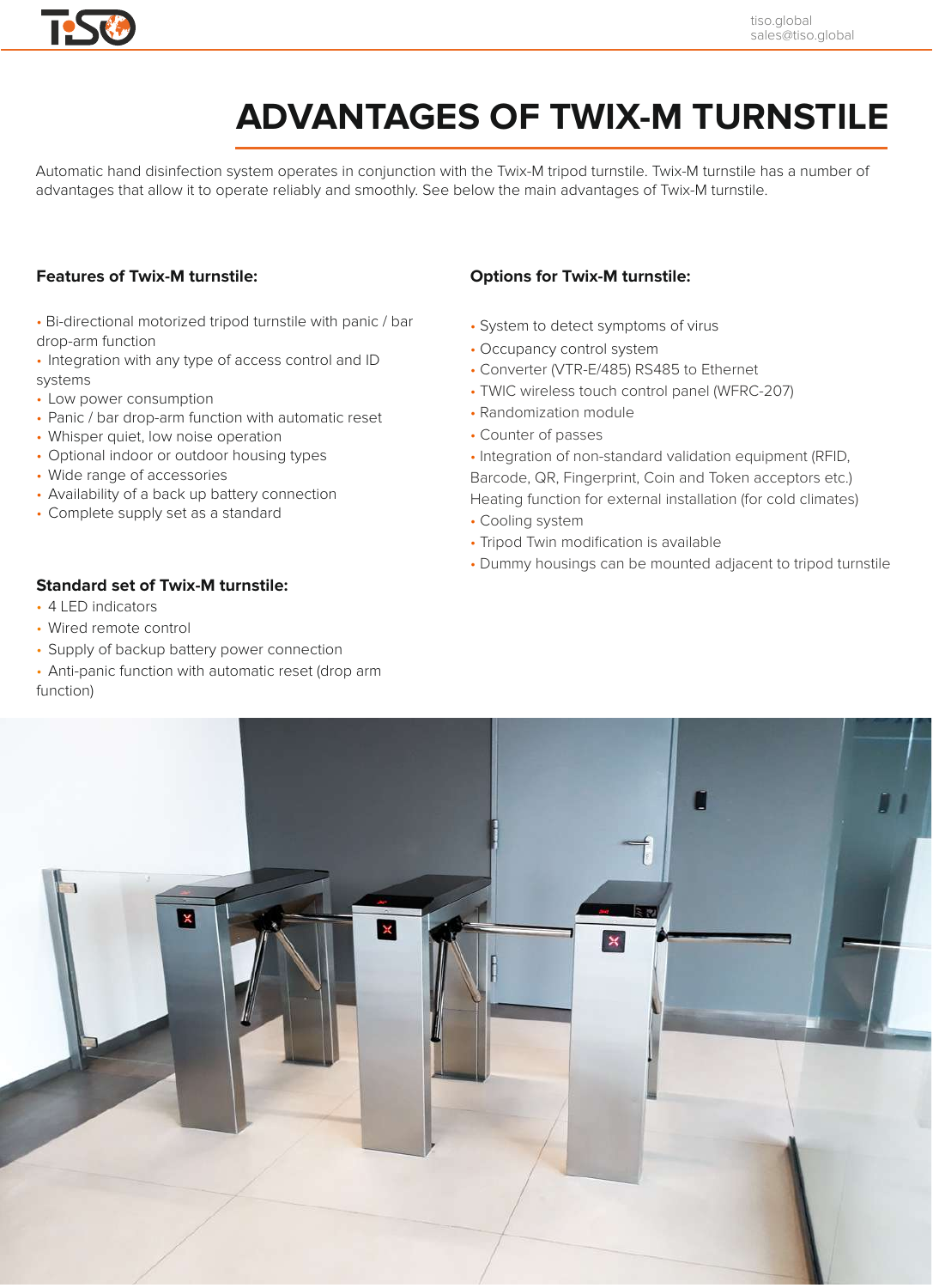# ADVANTAGES OF TWIX-M TURNSTILE

Automatic hand disinfection system operates in conjunction with the Twix-M tripod turnstile. Twix-M turnstile has a number of advantages that allow it to operate reliably and smoothly. See below the main advantages of Twix-M turnstile.

### Features of Twix-M turnstile:

- Bi-directional motorized tripod turnstile with panic / bar drop-arm function
- Integration with any type of access control and ID systems
- Low power consumption
- Panic / bar drop-arm function with automatic reset
- Whisper quiet, low noise operation
- Optional indoor or outdoor housing types
- Wide range of accessories
- Availability of a back up battery connection
- Complete supply set as a standard

### Standard set of Twix-M turnstile:

- 4 LED indicators
- Wired remote control
- Supply of backup battery power connection
- Anti-panic function with automatic reset (drop arm function)

### Options for Twix-M turnstile:

- System to detect symptoms of virus
- Occupancy control system
- Converter (VTR-E/485) RS485 to Ethernet
- TWIC wireless touch control panel (WFRC-207)
- Randomization module
- Counter of passes
- Integration of non-standard validation equipment (RFID, Barcode, QR, Fingerprint, Coin and Token acceptors etc.) Heating function for external installation (for cold climates)
- Cooling system
- Tripod Twin modification is available
- Dummy housings can be mounted adjacent to tripod turnstile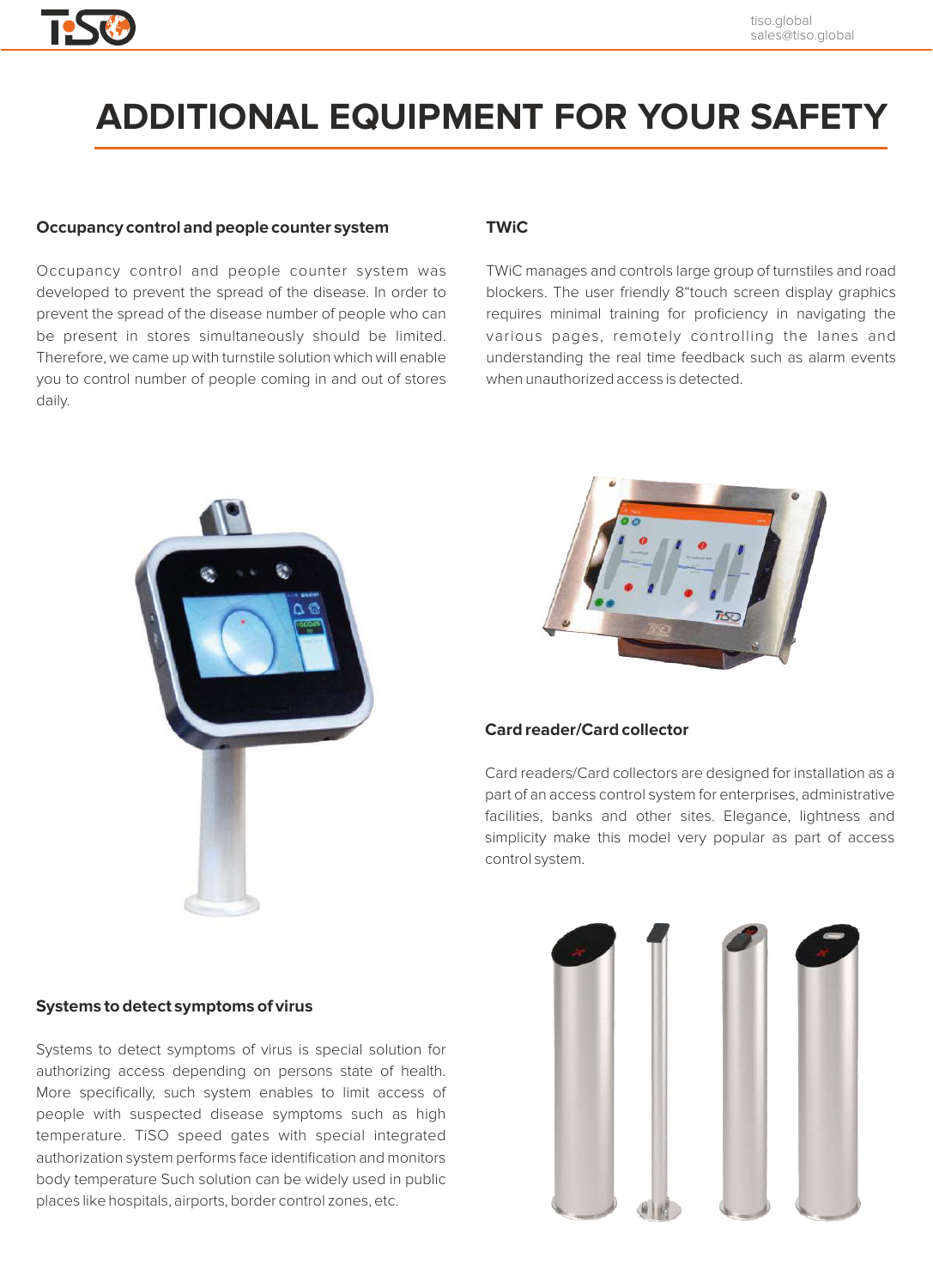# ADDITIONAL EQUIPMENT FOR YOUR SAFETY

### Occupancy control and people counter system

Occupancy control and people counter system was developed to prevent the spread of the disease. In order to prevent the spread of the disease number of people who can be present in stores simultaneously should be limited. Therefore, we came up with turnstile solution which will enable you to control number of people coming in and out of stores daily.

### TWiC

TWiC manages and controls large group of turnstiles and road blockers. The user friendly 8"touch screen display graphics requires minimal training for proficiency in navigating the various pages, remotely controlling the lanes and understanding the real time feedback such as alarm events when unauthorized access is detected.

### Card reader/Card collector

Card readers/Card collectors are designed for installation as a part of an access control system for enterprises, administrative facilities, banks and other sites. Elegance, lightness and simplicity make this model very popular as part of access control system.

### Systems to detect symptoms of virus

Systems to detect symptoms of virus is special solution for authorizing access depending on persons state of health. More specifically, such system enables to limit access of people with suspected disease symptoms such as high temperature. TiSO speed gates with special integrated authorization system performs face identification and monitors body temperature Such solution can be widely used in public places like hospitals, airports, border control zones, etc.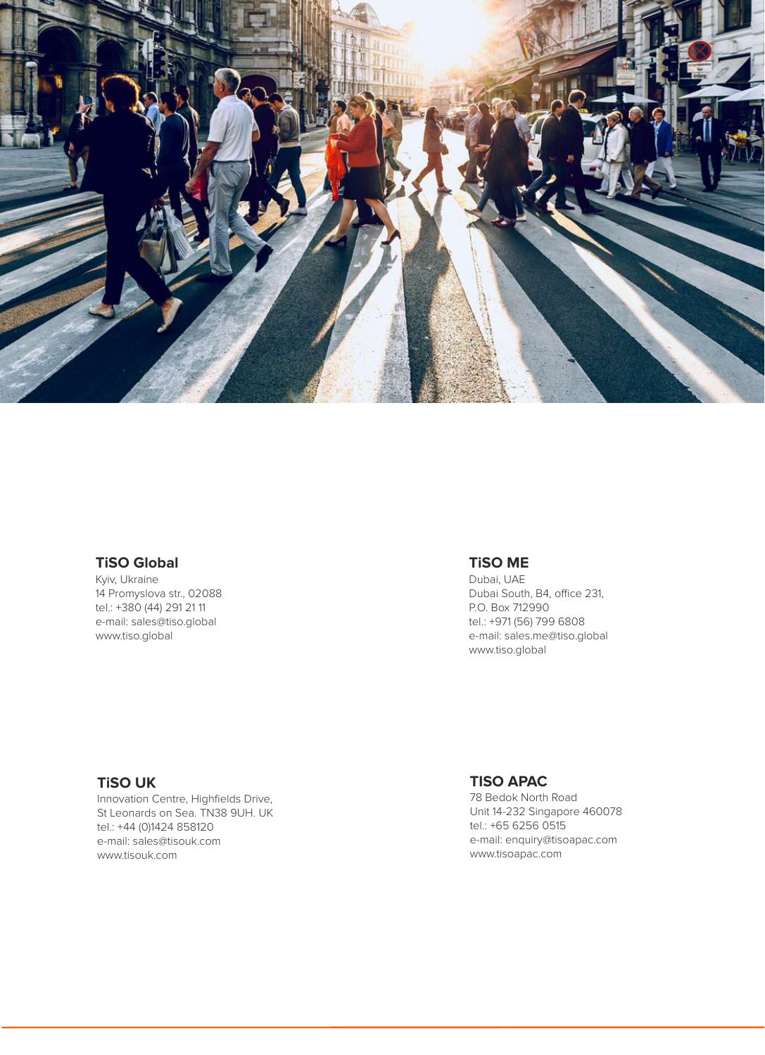### TiSO Global

Kyiv, Ukraine
14 Promyslova str., 02088
tel.: +380 (44) 291 21 11
e-mail: sales@tiso.global
www.tiso.global

### TiSO ME

Dubai, UAE
Dubai South, B4, office 231,
P.O. Box 712990
tel.: +971 (56) 799 6808
e-mail: sales.me@tiso.global
www.tiso.global

### TiSO UK

Innovation Centre, Highfields Drive,
St Leonards on Sea. TN38 9UH. UK
tel.: +44 (0)1424 858120
e-mail: sales@tisouk.com
www.tisouk.com

### TISO APAC

78 Bedok North Road
Unit 14-232 Singapore 460078
tel.: +65 6256 0515
e-mail: enquiry@tisoapac.com
www.tisoapac.com